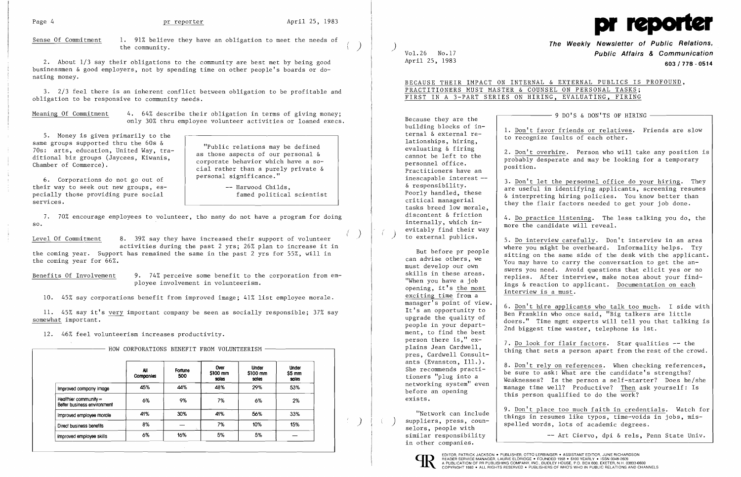**Sense Of Commitment** 1. 91% believe they have an obligation to meet the needs of the community.

2. About 1/3 say their obligations to the community are best met by being good businessmen & good employers, not by spending time on other people's boards or donating money.

3. 2/3 feel there is an inherent conflict between obligation to be profitable and obligation to be responsive to community needs.

**Meaning Of Commitment** 4. 64% describe their obligation in terms of giving money; only 30% thru employee volunteer activities or loaned execs.

5. Money is given primarily to the same groups supported thru the 60s & 70s: arts, education, United Way, traditional biz groups (Jaycees, Kiwanis, Chamber of Commerce).

6. Corporations do not go out of their way to seek out new groups, especially those providing pure social services.

> "Public relations may be defined as those aspects of our personal & corporate behavior which have a social rather than a purely private & personal significance."
>
> -- Harwood Childs, famed political scientist

7. 70% encourage employees to volunteer, tho many do not have a program for doing so.

**Level Of Commitment** 8. 39% say they have increased their support of volunteer activities during the past 2 yrs; 26% plan to increase it in the coming year. Support has remained the same in the past 2 yrs for 55%, will in the coming year for 66%.

**Benefits Of Involvement** 9. 74% perceive some benefit to the corporation from employee involvement in volunteerism.

10. 45% say corporations benefit from improved image; 41% list employee morale.

11. 45% say it's very important company be seen as socially responsible; 37% say somewhat important.

12. 46% feel volunteerism increases productivity.

**HOW CORPORATIONS BENEFIT FROM VOLUNTEERISM**

| | All Companies | Fortune 500 | Over $100 mm sales | Under $100 mm sales | Under $5 mm sales |
|---|---|---|---|---|---|
| Improved company image | 45% | 44% | 48% | 29% | 53% |
| Healthier community = Better business environment | 6% | 9% | 7% | 6% | 2% |
| Improved employee morale | 41% | 30% | 41% | 56% | 33% |
| Direct business benefits | 8% | — | 7% | 10% | 15% |
| Improved employee skills | 6% | 16% | 5% | 5% | — |

# pr reporter

**The Weekly Newsletter of Public Relations, Public Affairs & Communication**

603 / 778 - 0514

Vol.26 No.17
April 25, 1983

## BECAUSE THEIR IMPACT ON INTERNAL & EXTERNAL PUBLICS IS PROFOUND, PRACTITIONERS MUST MASTER & COUNSEL ON PERSONAL TASKS; FIRST IN A 3-PART SERIES ON HIRING, EVALUATING, FIRING

Because they are the building blocks of internal & external relationships, hiring, evaluating & firing cannot be left to the personnel office. Practitioners have an inescapable interest -- & responsibility. Poorly handled, these critical managerial tasks breed low morale, discontent & friction internally, which inevitably find their way to external publics.

But before pr people can advise others, we must develop our own skills in these areas. "When you have a job opening, it's the most exciting time from a manager's point of view. It's an opportunity to upgrade the quality of people in your department, to find the best person there is," explains Jean Cardwell, pres, Cardwell Consultants (Evanston, Ill.). She recommends practitioners "plug into a networking system" even before an opening exists.

"Network can include suppliers, press, counselors, people with similar responsibility in other companies.

### 9 DO'S & DON'TS OF HIRING

1. Don't favor friends or relatives. Friends are slow to recognize faults of each other.

2. Don't overhire. Person who will take any position is probably desperate and may be looking for a temporary position.

3. Don't let the personnel office do your hiring. They are useful in identifying applicants, screening resumes & interpreting hiring policies. You know better than they the flair factors needed to get your job done.

4. Do practice listening. The less talking you do, the more the candidate will reveal.

5. Do interview carefully. Don't interview in an area where you might be overheard. Informality helps. Try sitting on the same side of the desk with the applicant. You may have to carry the conversation to get the answers you need. Avoid questions that elicit yes or no replies. After interview, make notes about your findings & reaction to applicant. Documentation on each interview is a must.

6. Don't hire applicants who talk too much. I side with Ben Franklin who once said, "Big talkers are little doers." Time mgmt experts will tell you that talking is 2nd biggest time waster, telephone is 1st.

7. Do look for flair factors. Star qualities -- the thing that sets a person apart from the rest of the crowd.

8. Don't rely on references. When checking references, be sure to ask: What are the candidate's strengths? Weaknesses? Is the person a self-starter? Does he/she manage time well? Productive? Then ask yourself: Is this person qualified to do the work?

9. Don't place too much faith in credentials. Watch for things in resumes like typos, time-voids in jobs, misspelled words, lots of academic degrees.

-- Art Ciervo, dpi & rels, Penn State Univ.

EDITOR, PATRICK JACKSON • PUBLISHER, OTTO LERBINGER • ASSISTANT EDITOR, JUNE RICHARDSON
READER SERVICE MANAGER, LAURIE ELDRIDGE • FOUNDED 1958 • $100 YEARLY • ISSN 0048-2609
A PUBLICATION OF PR PUBLISHING COMPANY, INC., DUDLEY HOUSE, P.O. BOX 600, EXETER, N.H. 03833-0600
COPYRIGHT 1983 • ALL RIGHTS RESERVED • PUBLISHERS OF WHO'S WHO IN PUBLIC RELATIONS AND CHANNELS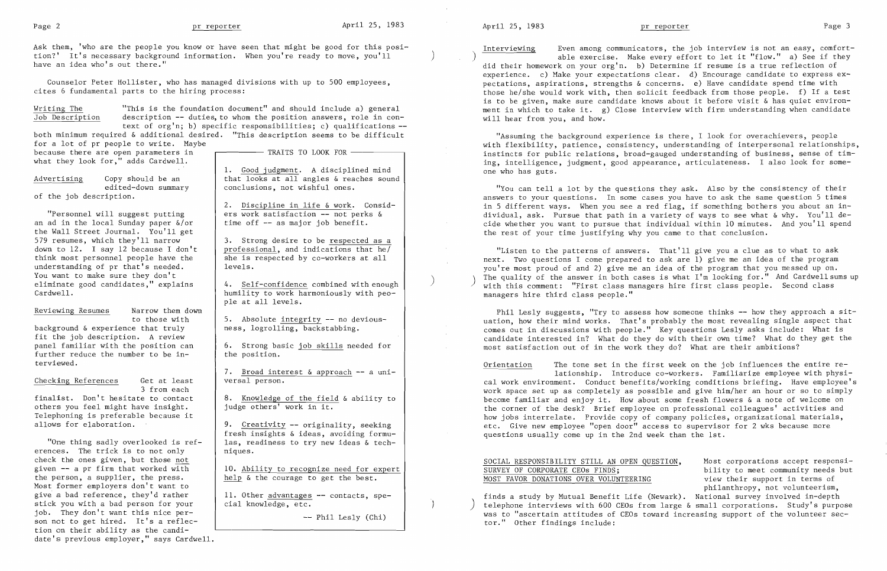Ask them, 'who are the people you know or have seen that might be good for this position?' It's necessary background information. When you're ready to move, you'll have an idea who's out there."

Counselor Peter Hollister, who has managed divisions with up to 500 employees, cites 6 fundamental parts to the hiring process:

<u>Writing The Job Description</u> "This is the foundation document" and should include a) general description -- duties, to whom the position answers, role in context of org'n; b) specific responsibilities; c) qualifications -- both minimum required & additional desired. "This description seems to be difficult for a lot of pr people to write. Maybe because there are open parameters in what they look for," adds Cardwell.

<u>Advertising</u> Copy should be an edited-down summary of the job description.

"Personnel will suggest putting an ad in the local Sunday paper &/or the Wall Street Journal. You'll get 579 resumes, which they'll narrow down to 12. I say 12 because I don't think most personnel people have the understanding of pr that's needed. You want to make sure they don't eliminate good candidates," explains Cardwell.

<u>Reviewing Resumes</u> Narrow them down to those with background & experience that truly fit the job description. A review panel familiar with the position can further reduce the number to be interviewed.

<u>Checking References</u> Get at least 3 from each finalist. Don't hesitate to contact others you feel might have insight. Telephoning is preferable because it allows for elaboration.

"One thing sadly overlooked is references. The trick is to not only check the ones given, but those <u>not</u> given -- a pr firm that worked with the person, a supplier, the press. Most former employers don't want to give a bad reference, they'd rather stick you with a bad person for your job. They don't want this nice person not to get hired. It's a reflection on their ability as the candidate's previous employer," says Cardwell.

> **TRAITS TO LOOK FOR**
>
> 1. <u>Good judgment</u>. A disciplined mind that looks at all angles & reaches sound conclusions, not wishful ones.
> 2. <u>Discipline in life & work</u>. Considers work satisfaction -- not perks & time off -- as major job benefit.
> 3. Strong desire to be <u>respected as a professional</u>, and indications that he/she is respected by co-workers at all levels.
> 4. <u>Self-confidence</u> combined with enough humility to work harmoniously with people at all levels.
> 5. Absolute <u>integrity</u> -- no deviousness, logrolling, backstabbing.
> 6. Strong basic <u>job skills</u> needed for the position.
> 7. <u>Broad interest & approach</u> -- a universal person.
> 8. <u>Knowledge of the field</u> & ability to judge others' work in it.
> 9. <u>Creativity</u> -- originality, seeking fresh insights & ideas, avoiding formulas, readiness to try new ideas & techniques.
> 10. <u>Ability to recognize need for expert help</u> & the courage to get the best.
> 11. Other <u>advantages</u> -- contacts, special knowledge, etc.
>
> -- Phil Lesly (Chi)

<u>Interviewing</u> Even among communicators, the job interview is not an easy, comfortable exercise. Make every effort to let it "flow." a) See if they did their homework on your org'n. b) Determine if resume is a true reflection of experience. c) Make your expectations clear. d) Encourage candidate to express expectations, aspirations, strengths & concerns. e) Have candidate spend time with those he/she would work with, then solicit feedback from those people. f) If a test is to be given, make sure candidate knows about it before visit & has quiet environment in which to take it. g) Close interview with firm understanding when candidate will hear from you, and how.

"Assuming the background experience is there, I look for overachievers, people with flexibility, patience, consistency, understanding of interpersonal relationships, instincts for public relations, broad-gauged understanding of business, sense of timing, intelligence, judgment, good appearance, articulateness. I also look for someone who has guts.

"You can tell a lot by the questions they ask. Also by the consistency of their answers to your questions. In some cases you have to ask the same question 5 times in 5 different ways. When you see a red flag, if something bothers you about an individual, ask. Pursue that path in a variety of ways to see what & why. You'll decide whether you want to pursue that individual within 10 minutes. And you'll spend the rest of your time justifying why you came to that conclusion.

"Listen to the patterns of answers. That'll give you a clue as to what to ask next. Two questions I come prepared to ask are 1) give me an idea of the program you're most proud of and 2) give me an idea of the program that you messed up on. The quality of the answer in both cases is what I'm looking for." And Cardwell sums up with this comment: "First class managers hire first class people. Second class managers hire third class people."

Phil Lesly suggests, "Try to assess how someone thinks -- how they approach a situation, how their mind works. That's probably the most revealing single aspect that comes out in discussions with people." Key questions Lesly asks include: What is candidate interested in? What do they do with their own time? What do they get the most satisfaction out of in the work they do? What are their ambitions?

<u>Orientation</u> The tone set in the first week on the job influences the entire relationship. Introduce co-workers. Familiarize employee with physical work environment. Conduct benefits/working conditions briefing. Have employee's work space set up as completely as possible and give him/her an hour or so to simply become familiar and enjoy it. How about some fresh flowers & a note of welcome on the corner of the desk? Brief employee on professional colleagues' activities and how jobs interrelate. Provide copy of company policies, organizational materials, etc. Give new employee "open door" access to supervisor for 2 wks because more questions usually come up in the 2nd week than the 1st.

## SOCIAL RESPONSIBILITY STILL AN OPEN QUESTION, SURVEY OF CORPORATE CEOs FINDS; MOST FAVOR DONATIONS OVER VOLUNTEERING

Most corporations accept responsibility to meet community needs but view their support in terms of philanthropy, not volunteerism, finds a study by Mutual Benefit Life (Newark). National survey involved in-depth telephone interviews with 600 CEOs from large & small corporations. Study's purpose was to "ascertain attitudes of CEOs toward increasing support of the volunteer sector." Other findings include: